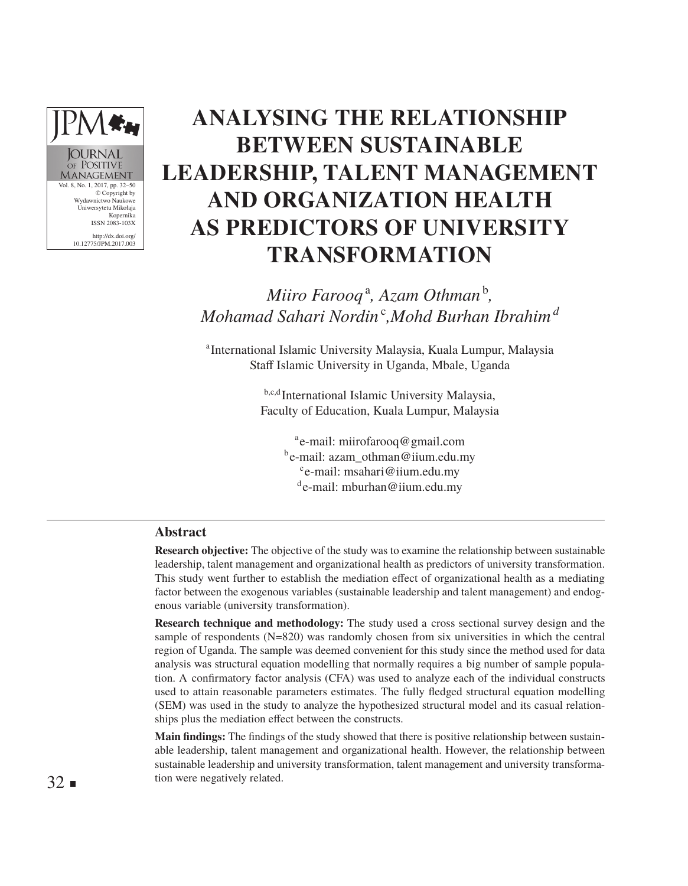# ANALYSING THE RELATIONSHIP BETWEEN SUSTAINABLE LEADERSHIP, TALENT MANAGEMENT AND ORGANIZATION HEALTH AS PREDICTORS OF UNIVERSITY TRANSFORMATION

*Miiro Farooq*[a], *Azam Othman*[b], *Mohamad Sahari Nordin*[c], *Mohd Burhan Ibrahim*[d]

[a]International Islamic University Malaysia, Kuala Lumpur, Malaysia
Staff Islamic University in Uganda, Mbale, Uganda

[b,c,d]International Islamic University Malaysia, Faculty of Education, Kuala Lumpur, Malaysia

[a]e-mail: miirofarooq@gmail.com
[b]e-mail: azam_othman@iium.edu.my
[c]e-mail: msahari@iium.edu.my
[d]e-mail: mburhan@iium.edu.my

## Abstract

**Research objective:** The objective of the study was to examine the relationship between sustainable leadership, talent management and organizational health as predictors of university transformation. This study went further to establish the mediation effect of organizational health as a mediating factor between the exogenous variables (sustainable leadership and talent management) and endogenous variable (university transformation).

**Research technique and methodology:** The study used a cross sectional survey design and the sample of respondents (N=820) was randomly chosen from six universities in which the central region of Uganda. The sample was deemed convenient for this study since the method used for data analysis was structural equation modelling that normally requires a big number of sample population. A confirmatory factor analysis (CFA) was used to analyze each of the individual constructs used to attain reasonable parameters estimates. The fully fledged structural equation modelling (SEM) was used in the study to analyze the hypothesized structural model and its casual relationships plus the mediation effect between the constructs.

**Main findings:** The findings of the study showed that there is positive relationship between sustainable leadership, talent management and organizational health. However, the relationship between sustainable leadership and university transformation, talent management and university transformation were negatively related.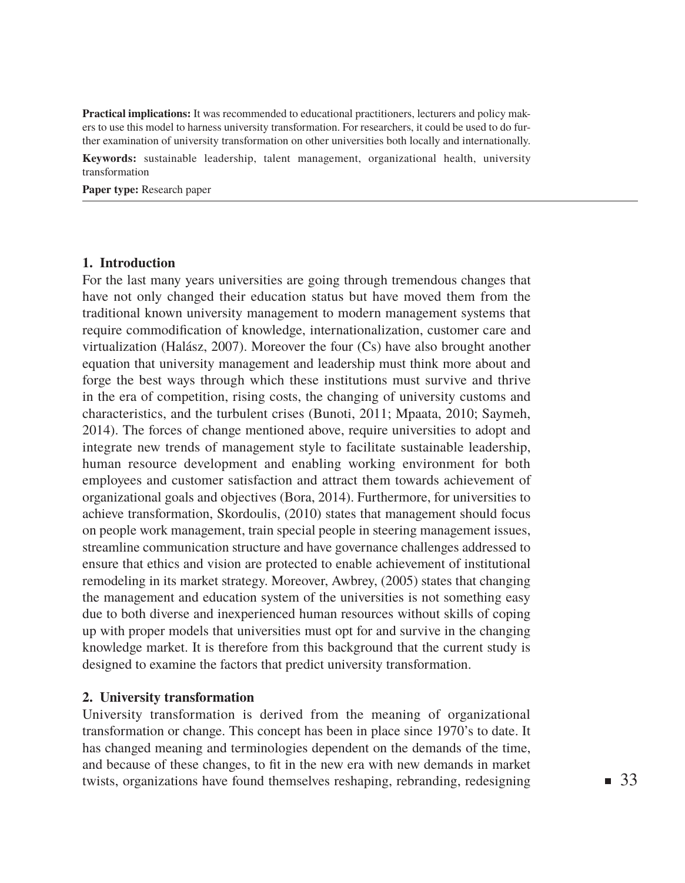**Practical implications:** It was recommended to educational practitioners, lecturers and policy makers to use this model to harness university transformation. For researchers, it could be used to do further examination of university transformation on other universities both locally and internationally.

**Keywords:** sustainable leadership, talent management, organizational health, university transformation

**Paper type:** Research paper

## 1. Introduction

For the last many years universities are going through tremendous changes that have not only changed their education status but have moved them from the traditional known university management to modern management systems that require commodification of knowledge, internationalization, customer care and virtualization (Halász, 2007). Moreover the four (Cs) have also brought another equation that university management and leadership must think more about and forge the best ways through which these institutions must survive and thrive in the era of competition, rising costs, the changing of university customs and characteristics, and the turbulent crises (Bunoti, 2011; Mpaata, 2010; Saymeh, 2014). The forces of change mentioned above, require universities to adopt and integrate new trends of management style to facilitate sustainable leadership, human resource development and enabling working environment for both employees and customer satisfaction and attract them towards achievement of organizational goals and objectives (Bora, 2014). Furthermore, for universities to achieve transformation, Skordoulis, (2010) states that management should focus on people work management, train special people in steering management issues, streamline communication structure and have governance challenges addressed to ensure that ethics and vision are protected to enable achievement of institutional remodeling in its market strategy. Moreover, Awbrey, (2005) states that changing the management and education system of the universities is not something easy due to both diverse and inexperienced human resources without skills of coping up with proper models that universities must opt for and survive in the changing knowledge market. It is therefore from this background that the current study is designed to examine the factors that predict university transformation.

## 2. University transformation

University transformation is derived from the meaning of organizational transformation or change. This concept has been in place since 1970's to date. It has changed meaning and terminologies dependent on the demands of the time, and because of these changes, to fit in the new era with new demands in market twists, organizations have found themselves reshaping, rebranding, redesigning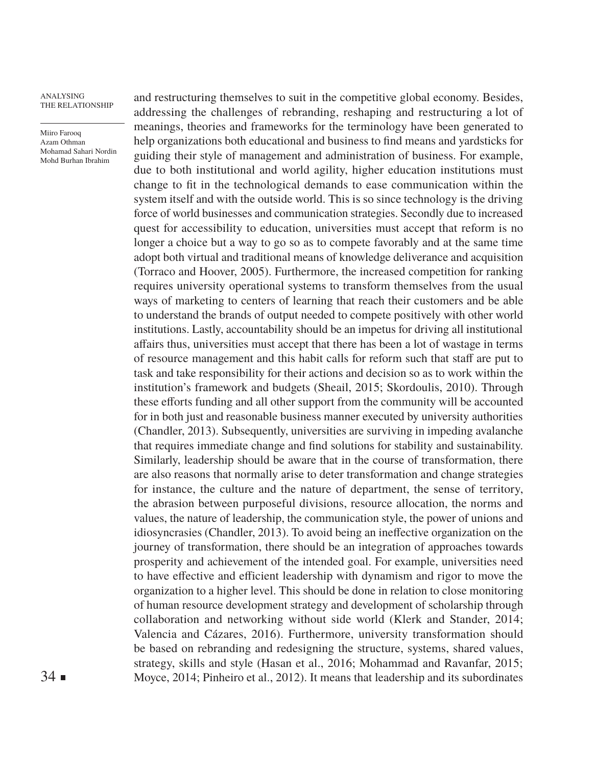and restructuring themselves to suit in the competitive global economy. Besides, addressing the challenges of rebranding, reshaping and restructuring a lot of meanings, theories and frameworks for the terminology have been generated to help organizations both educational and business to find means and yardsticks for guiding their style of management and administration of business. For example, due to both institutional and world agility, higher education institutions must change to fit in the technological demands to ease communication within the system itself and with the outside world. This is so since technology is the driving force of world businesses and communication strategies. Secondly due to increased quest for accessibility to education, universities must accept that reform is no longer a choice but a way to go so as to compete favorably and at the same time adopt both virtual and traditional means of knowledge deliverance and acquisition (Torraco and Hoover, 2005). Furthermore, the increased competition for ranking requires university operational systems to transform themselves from the usual ways of marketing to centers of learning that reach their customers and be able to understand the brands of output needed to compete positively with other world institutions. Lastly, accountability should be an impetus for driving all institutional affairs thus, universities must accept that there has been a lot of wastage in terms of resource management and this habit calls for reform such that staff are put to task and take responsibility for their actions and decision so as to work within the institution's framework and budgets (Sheail, 2015; Skordoulis, 2010). Through these efforts funding and all other support from the community will be accounted for in both just and reasonable business manner executed by university authorities (Chandler, 2013). Subsequently, universities are surviving in impeding avalanche that requires immediate change and find solutions for stability and sustainability. Similarly, leadership should be aware that in the course of transformation, there are also reasons that normally arise to deter transformation and change strategies for instance, the culture and the nature of department, the sense of territory, the abrasion between purposeful divisions, resource allocation, the norms and values, the nature of leadership, the communication style, the power of unions and idiosyncrasies (Chandler, 2013). To avoid being an ineffective organization on the journey of transformation, there should be an integration of approaches towards prosperity and achievement of the intended goal. For example, universities need to have effective and efficient leadership with dynamism and rigor to move the organization to a higher level. This should be done in relation to close monitoring of human resource development strategy and development of scholarship through collaboration and networking without side world (Klerk and Stander, 2014; Valencia and Cázares, 2016). Furthermore, university transformation should be based on rebranding and redesigning the structure, systems, shared values, strategy, skills and style (Hasan et al., 2016; Mohammad and Ravanfar, 2015; Moyce, 2014; Pinheiro et al., 2012). It means that leadership and its subordinates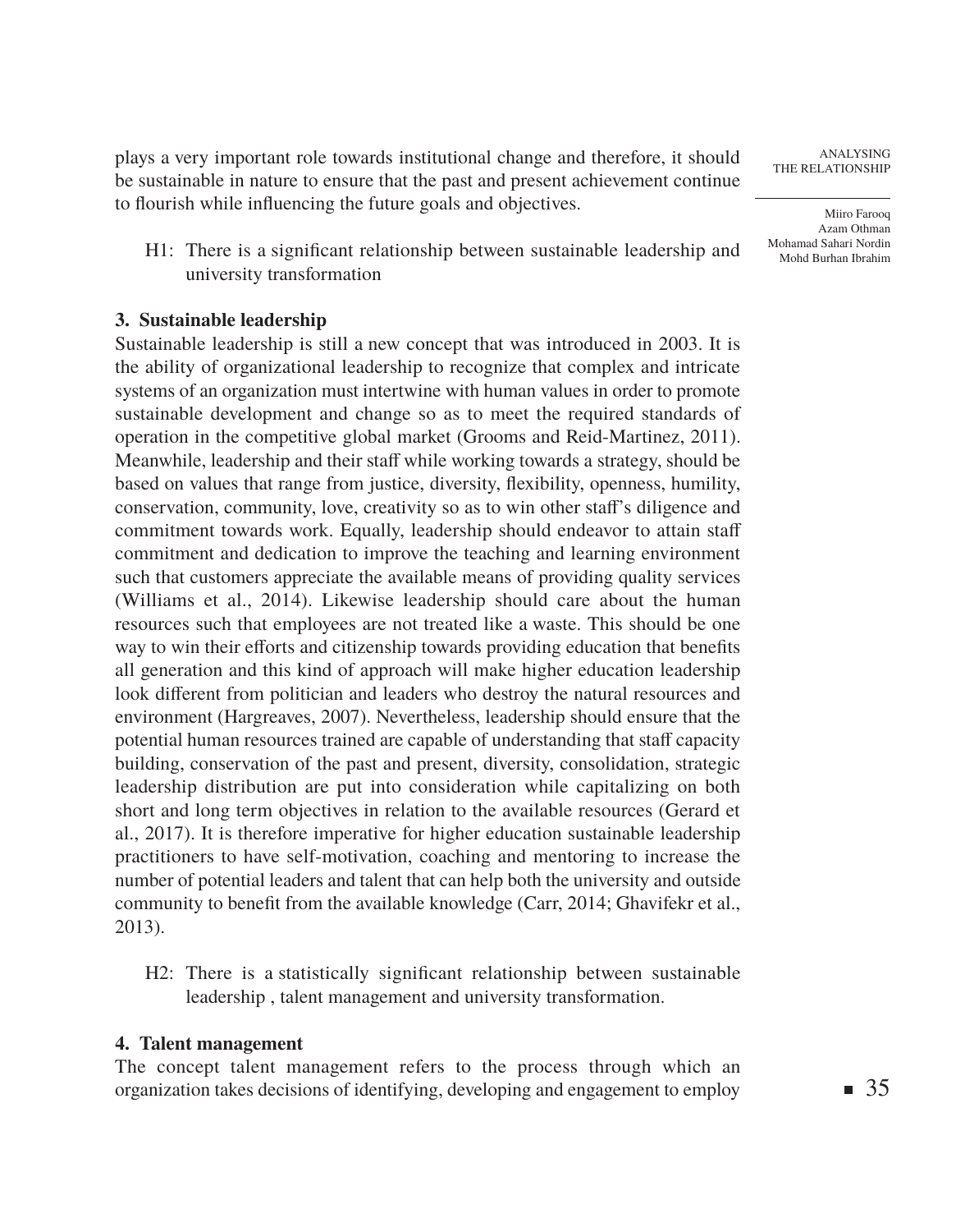plays a very important role towards institutional change and therefore, it should be sustainable in nature to ensure that the past and present achievement continue to flourish while influencing the future goals and objectives.

H1: There is a significant relationship between sustainable leadership and university transformation

## 3. Sustainable leadership

Sustainable leadership is still a new concept that was introduced in 2003. It is the ability of organizational leadership to recognize that complex and intricate systems of an organization must intertwine with human values in order to promote sustainable development and change so as to meet the required standards of operation in the competitive global market (Grooms and Reid-Martinez, 2011). Meanwhile, leadership and their staff while working towards a strategy, should be based on values that range from justice, diversity, flexibility, openness, humility, conservation, community, love, creativity so as to win other staff's diligence and commitment towards work. Equally, leadership should endeavor to attain staff commitment and dedication to improve the teaching and learning environment such that customers appreciate the available means of providing quality services (Williams et al., 2014). Likewise leadership should care about the human resources such that employees are not treated like a waste. This should be one way to win their efforts and citizenship towards providing education that benefits all generation and this kind of approach will make higher education leadership look different from politician and leaders who destroy the natural resources and environment (Hargreaves, 2007). Nevertheless, leadership should ensure that the potential human resources trained are capable of understanding that staff capacity building, conservation of the past and present, diversity, consolidation, strategic leadership distribution are put into consideration while capitalizing on both short and long term objectives in relation to the available resources (Gerard et al., 2017). It is therefore imperative for higher education sustainable leadership practitioners to have self-motivation, coaching and mentoring to increase the number of potential leaders and talent that can help both the university and outside community to benefit from the available knowledge (Carr, 2014; Ghavifekr et al., 2013).

H2: There is a statistically significant relationship between sustainable leadership , talent management and university transformation.

## 4. Talent management

The concept talent management refers to the process through which an organization takes decisions of identifying, developing and engagement to employ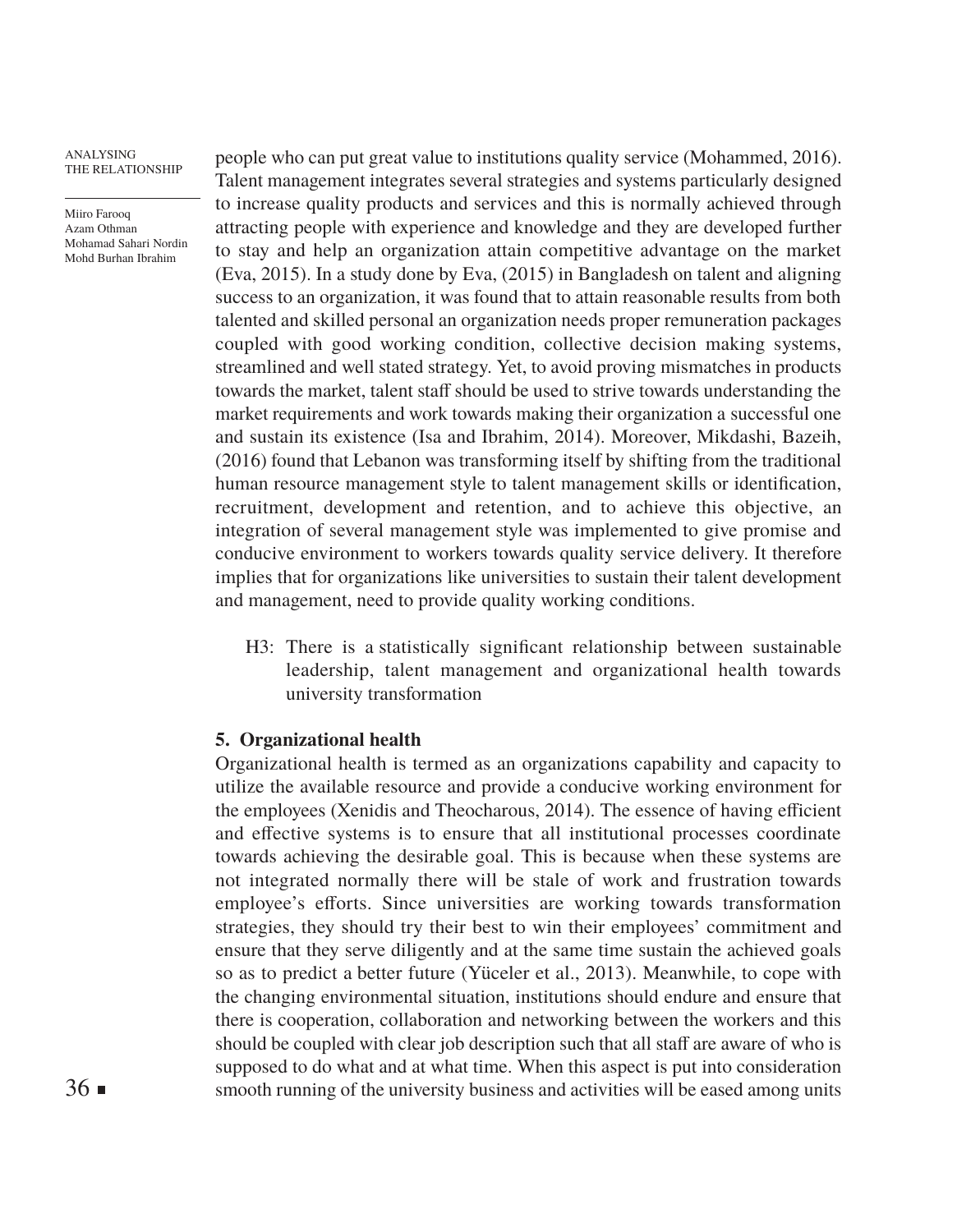people who can put great value to institutions quality service (Mohammed, 2016). Talent management integrates several strategies and systems particularly designed to increase quality products and services and this is normally achieved through attracting people with experience and knowledge and they are developed further to stay and help an organization attain competitive advantage on the market (Eva, 2015). In a study done by Eva, (2015) in Bangladesh on talent and aligning success to an organization, it was found that to attain reasonable results from both talented and skilled personal an organization needs proper remuneration packages coupled with good working condition, collective decision making systems, streamlined and well stated strategy. Yet, to avoid proving mismatches in products towards the market, talent staff should be used to strive towards understanding the market requirements and work towards making their organization a successful one and sustain its existence (Isa and Ibrahim, 2014). Moreover, Mikdashi, Bazeih, (2016) found that Lebanon was transforming itself by shifting from the traditional human resource management style to talent management skills or identification, recruitment, development and retention, and to achieve this objective, an integration of several management style was implemented to give promise and conducive environment to workers towards quality service delivery. It therefore implies that for organizations like universities to sustain their talent development and management, need to provide quality working conditions.

H3: There is a statistically significant relationship between sustainable leadership, talent management and organizational health towards university transformation

## 5. Organizational health

Organizational health is termed as an organizations capability and capacity to utilize the available resource and provide a conducive working environment for the employees (Xenidis and Theocharous, 2014). The essence of having efficient and effective systems is to ensure that all institutional processes coordinate towards achieving the desirable goal. This is because when these systems are not integrated normally there will be stale of work and frustration towards employee's efforts. Since universities are working towards transformation strategies, they should try their best to win their employees' commitment and ensure that they serve diligently and at the same time sustain the achieved goals so as to predict a better future (Yüceler et al., 2013). Meanwhile, to cope with the changing environmental situation, institutions should endure and ensure that there is cooperation, collaboration and networking between the workers and this should be coupled with clear job description such that all staff are aware of who is supposed to do what and at what time. When this aspect is put into consideration smooth running of the university business and activities will be eased among units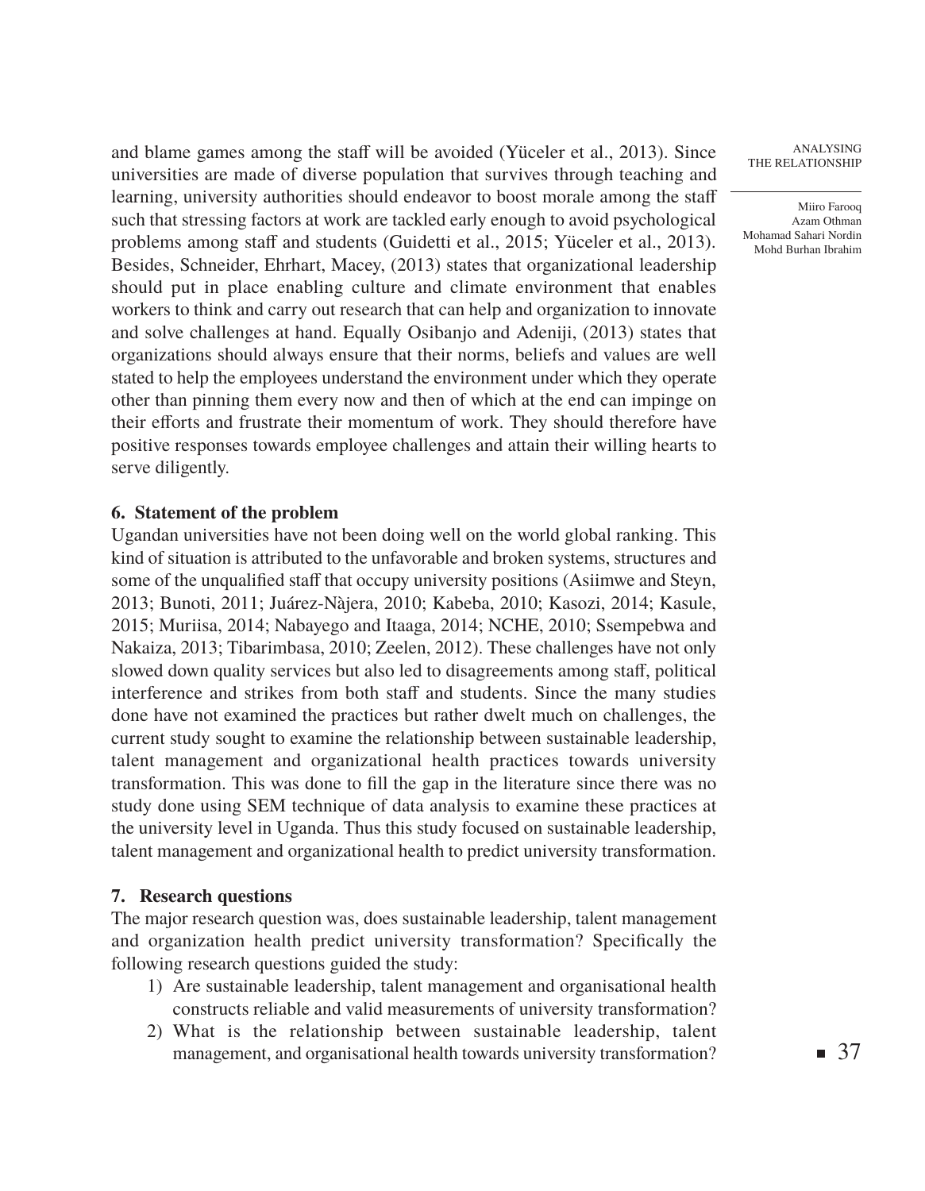and blame games among the staff will be avoided (Yüceler et al., 2013). Since universities are made of diverse population that survives through teaching and learning, university authorities should endeavor to boost morale among the staff such that stressing factors at work are tackled early enough to avoid psychological problems among staff and students (Guidetti et al., 2015; Yüceler et al., 2013). Besides, Schneider, Ehrhart, Macey, (2013) states that organizational leadership should put in place enabling culture and climate environment that enables workers to think and carry out research that can help and organization to innovate and solve challenges at hand. Equally Osibanjo and Adeniji, (2013) states that organizations should always ensure that their norms, beliefs and values are well stated to help the employees understand the environment under which they operate other than pinning them every now and then of which at the end can impinge on their efforts and frustrate their momentum of work. They should therefore have positive responses towards employee challenges and attain their willing hearts to serve diligently.

### 6. Statement of the problem

Ugandan universities have not been doing well on the world global ranking. This kind of situation is attributed to the unfavorable and broken systems, structures and some of the unqualified staff that occupy university positions (Asiimwe and Steyn, 2013; Bunoti, 2011; Juárez-Nàjera, 2010; Kabeba, 2010; Kasozi, 2014; Kasule, 2015; Muriisa, 2014; Nabayego and Itaaga, 2014; NCHE, 2010; Ssempebwa and Nakaiza, 2013; Tibarimbasa, 2010; Zeelen, 2012). These challenges have not only slowed down quality services but also led to disagreements among staff, political interference and strikes from both staff and students. Since the many studies done have not examined the practices but rather dwelt much on challenges, the current study sought to examine the relationship between sustainable leadership, talent management and organizational health practices towards university transformation. This was done to fill the gap in the literature since there was no study done using SEM technique of data analysis to examine these practices at the university level in Uganda. Thus this study focused on sustainable leadership, talent management and organizational health to predict university transformation.

### 7. Research questions

The major research question was, does sustainable leadership, talent management and organization health predict university transformation? Specifically the following research questions guided the study:

1) Are sustainable leadership, talent management and organisational health constructs reliable and valid measurements of university transformation?
2) What is the relationship between sustainable leadership, talent management, and organisational health towards university transformation?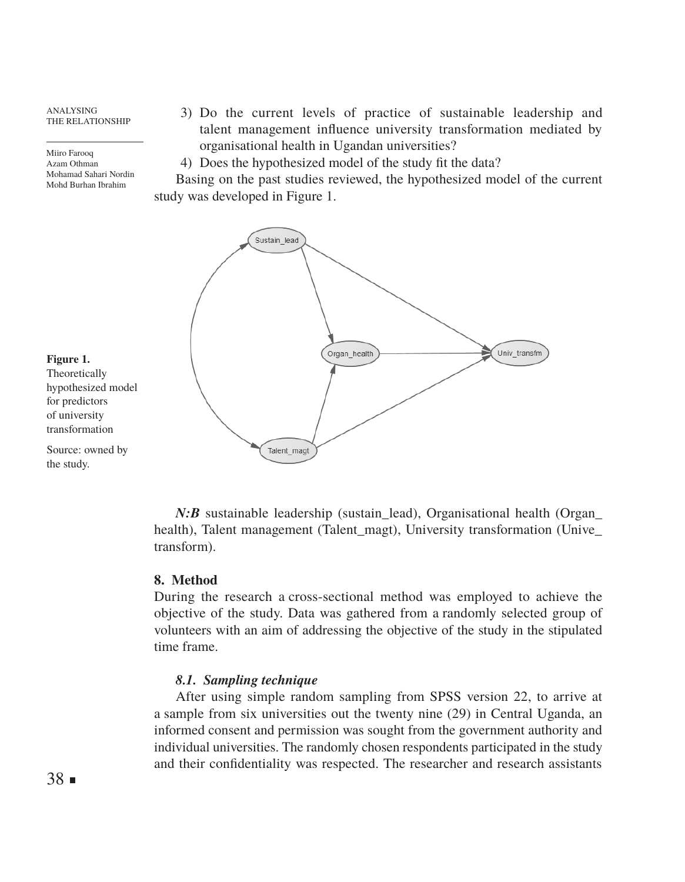3) Do the current levels of practice of sustainable leadership and talent management influence university transformation mediated by organisational health in Ugandan universities?
4) Does the hypothesized model of the study fit the data?

Basing on the past studies reviewed, the hypothesized model of the current study was developed in Figure 1.

**Figure 1.** Theoretically hypothesized model for predictors of university transformation

Source: owned by the study.

***N:B*** sustainable leadership (sustain_lead), Organisational health (Organ_health), Talent management (Talent_magt), University transformation (Unive_transform).

## 8. Method

During the research a cross-sectional method was employed to achieve the objective of the study. Data was gathered from a randomly selected group of volunteers with an aim of addressing the objective of the study in the stipulated time frame.

### *8.1. Sampling technique*

After using simple random sampling from SPSS version 22, to arrive at a sample from six universities out the twenty nine (29) in Central Uganda, an informed consent and permission was sought from the government authority and individual universities. The randomly chosen respondents participated in the study and their confidentiality was respected. The researcher and research assistants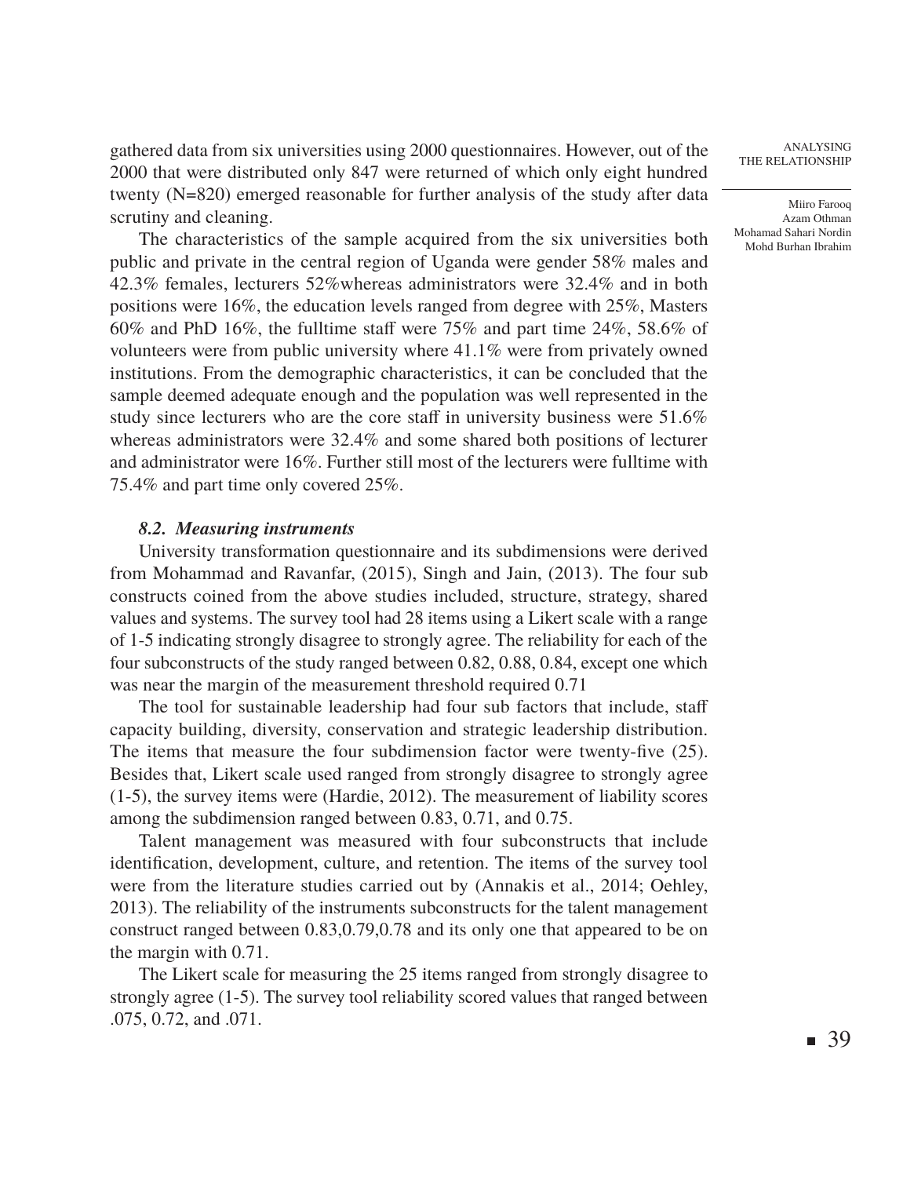gathered data from six universities using 2000 questionnaires. However, out of the 2000 that were distributed only 847 were returned of which only eight hundred twenty (N=820) emerged reasonable for further analysis of the study after data scrutiny and cleaning.

The characteristics of the sample acquired from the six universities both public and private in the central region of Uganda were gender 58% males and 42.3% females, lecturers 52%whereas administrators were 32.4% and in both positions were 16%, the education levels ranged from degree with 25%, Masters 60% and PhD 16%, the fulltime staff were 75% and part time 24%, 58.6% of volunteers were from public university where 41.1% were from privately owned institutions. From the demographic characteristics, it can be concluded that the sample deemed adequate enough and the population was well represented in the study since lecturers who are the core staff in university business were 51.6% whereas administrators were 32.4% and some shared both positions of lecturer and administrator were 16%. Further still most of the lecturers were fulltime with 75.4% and part time only covered 25%.

### *8.2. Measuring instruments*

University transformation questionnaire and its subdimensions were derived from Mohammad and Ravanfar, (2015), Singh and Jain, (2013). The four sub constructs coined from the above studies included, structure, strategy, shared values and systems. The survey tool had 28 items using a Likert scale with a range of 1-5 indicating strongly disagree to strongly agree. The reliability for each of the four subconstructs of the study ranged between 0.82, 0.88, 0.84, except one which was near the margin of the measurement threshold required 0.71

The tool for sustainable leadership had four sub factors that include, staff capacity building, diversity, conservation and strategic leadership distribution. The items that measure the four subdimension factor were twenty-five (25). Besides that, Likert scale used ranged from strongly disagree to strongly agree (1-5), the survey items were (Hardie, 2012). The measurement of liability scores among the subdimension ranged between 0.83, 0.71, and 0.75.

Talent management was measured with four subconstructs that include identification, development, culture, and retention. The items of the survey tool were from the literature studies carried out by (Annakis et al., 2014; Oehley, 2013). The reliability of the instruments subconstructs for the talent management construct ranged between 0.83,0.79,0.78 and its only one that appeared to be on the margin with 0.71.

The Likert scale for measuring the 25 items ranged from strongly disagree to strongly agree (1-5). The survey tool reliability scored values that ranged between .075, 0.72, and .071.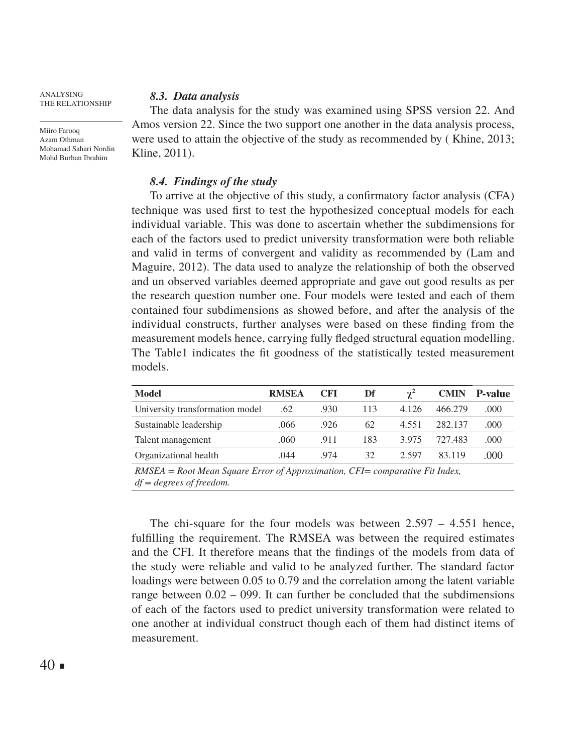### *8.3. Data analysis*

The data analysis for the study was examined using SPSS version 22. And Amos version 22. Since the two support one another in the data analysis process, were used to attain the objective of the study as recommended by ( Khine, 2013; Kline, 2011).

### *8.4. Findings of the study*

To arrive at the objective of this study, a confirmatory factor analysis (CFA) technique was used first to test the hypothesized conceptual models for each individual variable. This was done to ascertain whether the subdimensions for each of the factors used to predict university transformation were both reliable and valid in terms of convergent and validity as recommended by (Lam and Maguire, 2012). The data used to analyze the relationship of both the observed and un observed variables deemed appropriate and gave out good results as per the research question number one. Four models were tested and each of them contained four subdimensions as showed before, and after the analysis of the individual constructs, further analyses were based on these finding from the measurement models hence, carrying fully fledged structural equation modelling. The Table1 indicates the fit goodness of the statistically tested measurement models.

| Model | RMSEA | CFI | Df | $\chi^2$ | CMIN | P-value |
|---|---|---|---|---|---|---|
| University transformation model | .62 | .930 | 113 | 4.126 | 466.279 | .000 |
| Sustainable leadership | .066 | .926 | 62 | 4.551 | 282.137 | .000 |
| Talent management | .060 | .911 | 183 | 3.975 | 727.483 | .000 |
| Organizational health | .044 | .974 | 32 | 2.597 | 83.119 | .000 |

*RMSEA = Root Mean Square Error of Approximation, CFI= comparative Fit Index, df = degrees of freedom.*

The chi-square for the four models was between 2.597 – 4.551 hence, fulfilling the requirement. The RMSEA was between the required estimates and the CFI. It therefore means that the findings of the models from data of the study were reliable and valid to be analyzed further. The standard factor loadings were between 0.05 to 0.79 and the correlation among the latent variable range between 0.02 – 099. It can further be concluded that the subdimensions of each of the factors used to predict university transformation were related to one another at individual construct though each of them had distinct items of measurement.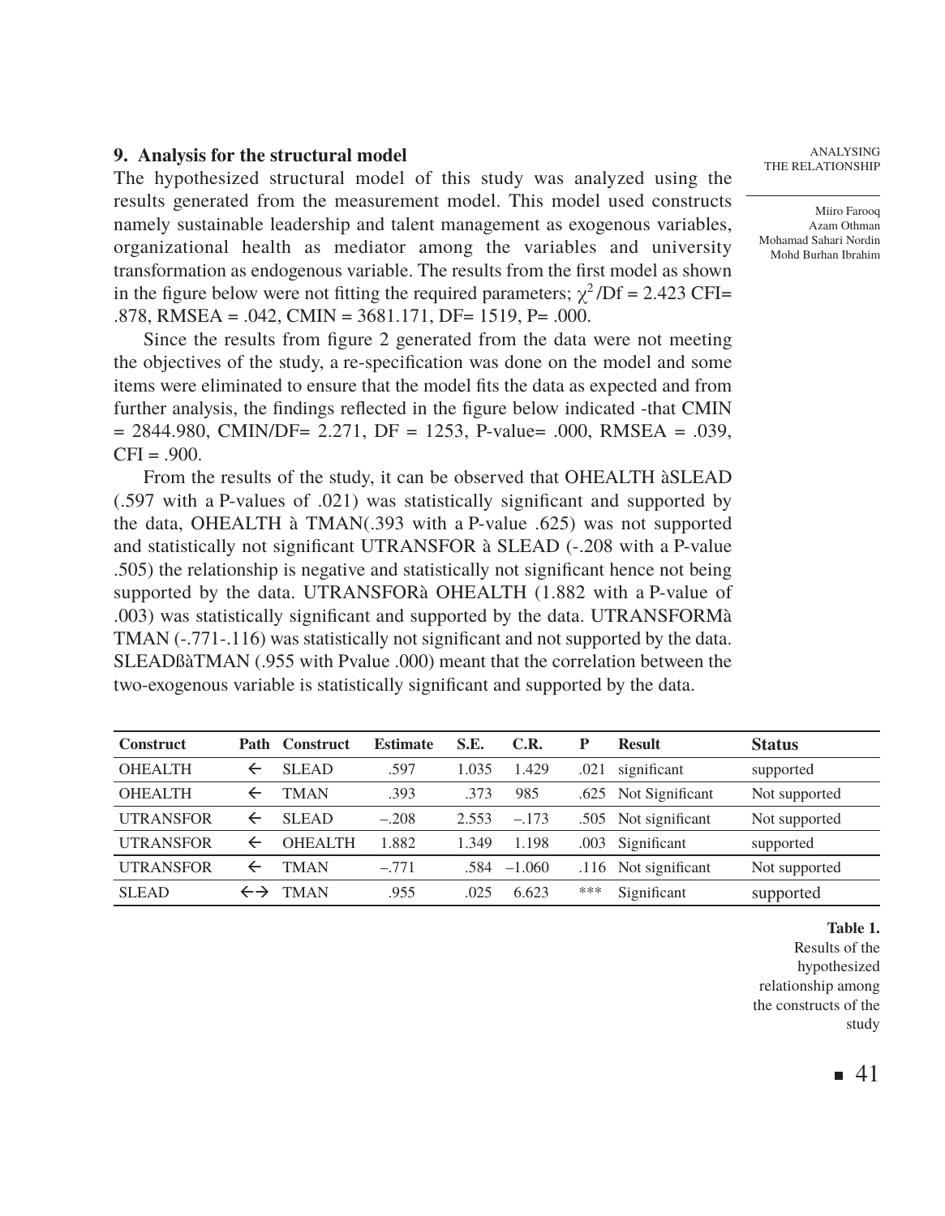## 9. Analysis for the structural model

The hypothesized structural model of this study was analyzed using the results generated from the measurement model. This model used constructs namely sustainable leadership and talent management as exogenous variables, organizational health as mediator among the variables and university transformation as endogenous variable. The results from the first model as shown in the figure below were not fitting the required parameters; $\chi^2$/Df = 2.423 CFI= .878, RMSEA = .042, CMIN = 3681.171, DF= 1519, P= .000.

Since the results from figure 2 generated from the data were not meeting the objectives of the study, a re-specification was done on the model and some items were eliminated to ensure that the model fits the data as expected and from further analysis, the findings reflected in the figure below indicated -that CMIN = 2844.980, CMIN/DF= 2.271, DF = 1253, P-value= .000, RMSEA = .039, CFI = .900.

From the results of the study, it can be observed that OHEALTH àSLEAD (.597 with a P-values of .021) was statistically significant and supported by the data, OHEALTH à TMAN(.393 with a P-value .625) was not supported and statistically not significant UTRANSFOR à SLEAD (-.208 with a P-value .505) the relationship is negative and statistically not significant hence not being supported by the data. UTRANSFORà OHEALTH (1.882 with a P-value of .003) was statistically significant and supported by the data. UTRANSFORMà TMAN (-.771-.116) was statistically not significant and not supported by the data. SLEADßàTMAN (.955 with Pvalue .000) meant that the correlation between the two-exogenous variable is statistically significant and supported by the data.

| Construct | Path | Construct | Estimate | S.E. | C.R. | P | Result | Status |
|---|---|---|---|---|---|---|---|---|
| OHEALTH | ← | SLEAD | .597 | 1.035 | 1.429 | .021 | significant | supported |
| OHEALTH | ← | TMAN | .393 | .373 | 985 | .625 | Not Significant | Not supported |
| UTRANSFOR | ← | SLEAD | –.208 | 2.553 | –.173 | .505 | Not significant | Not supported |
| UTRANSFOR | ← | OHEALTH | 1.882 | 1.349 | 1.198 | .003 | Significant | supported |
| UTRANSFOR | ← | TMAN | –.771 | .584 | –1.060 | .116 | Not significant | Not supported |
| SLEAD | ←→ | TMAN | .955 | .025 | 6.623 | *** | Significant | supported |

**Table 1.** Results of the hypothesized relationship among the constructs of the study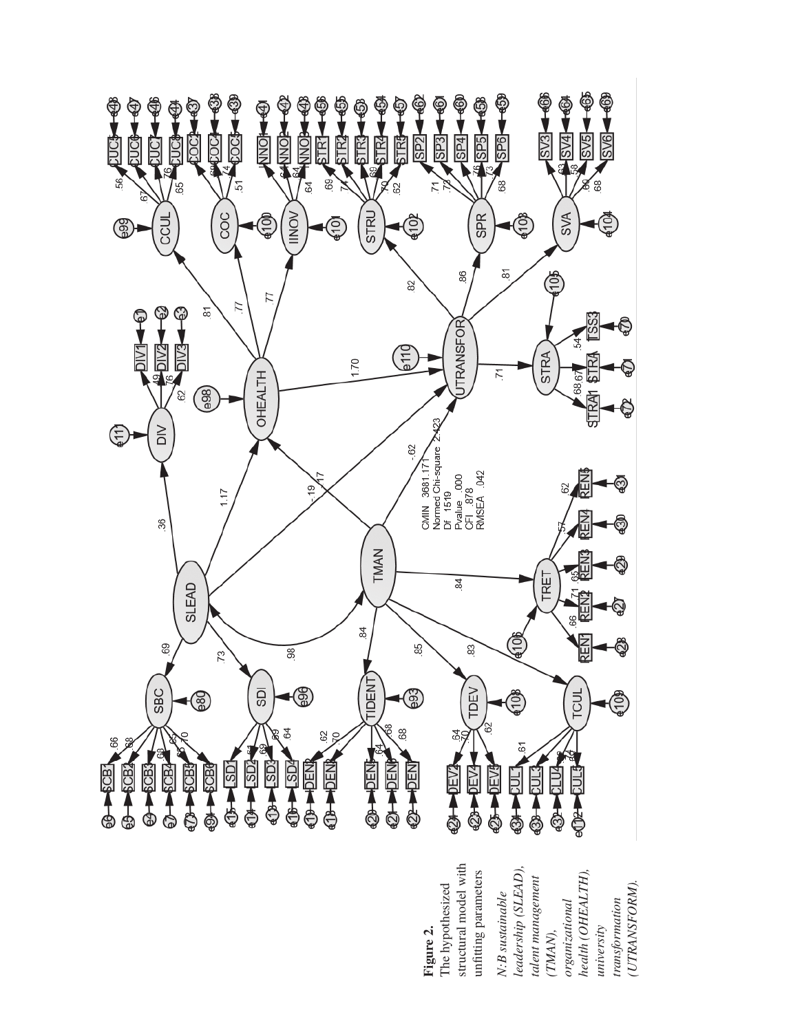**Figure 2.**
The hypothesized structural model with unfitting parameters

*N:B sustainable leadership (SLEAD), talent management (TMAN), organizational health (OHEALTH), university transformation (UTRANSFORM).*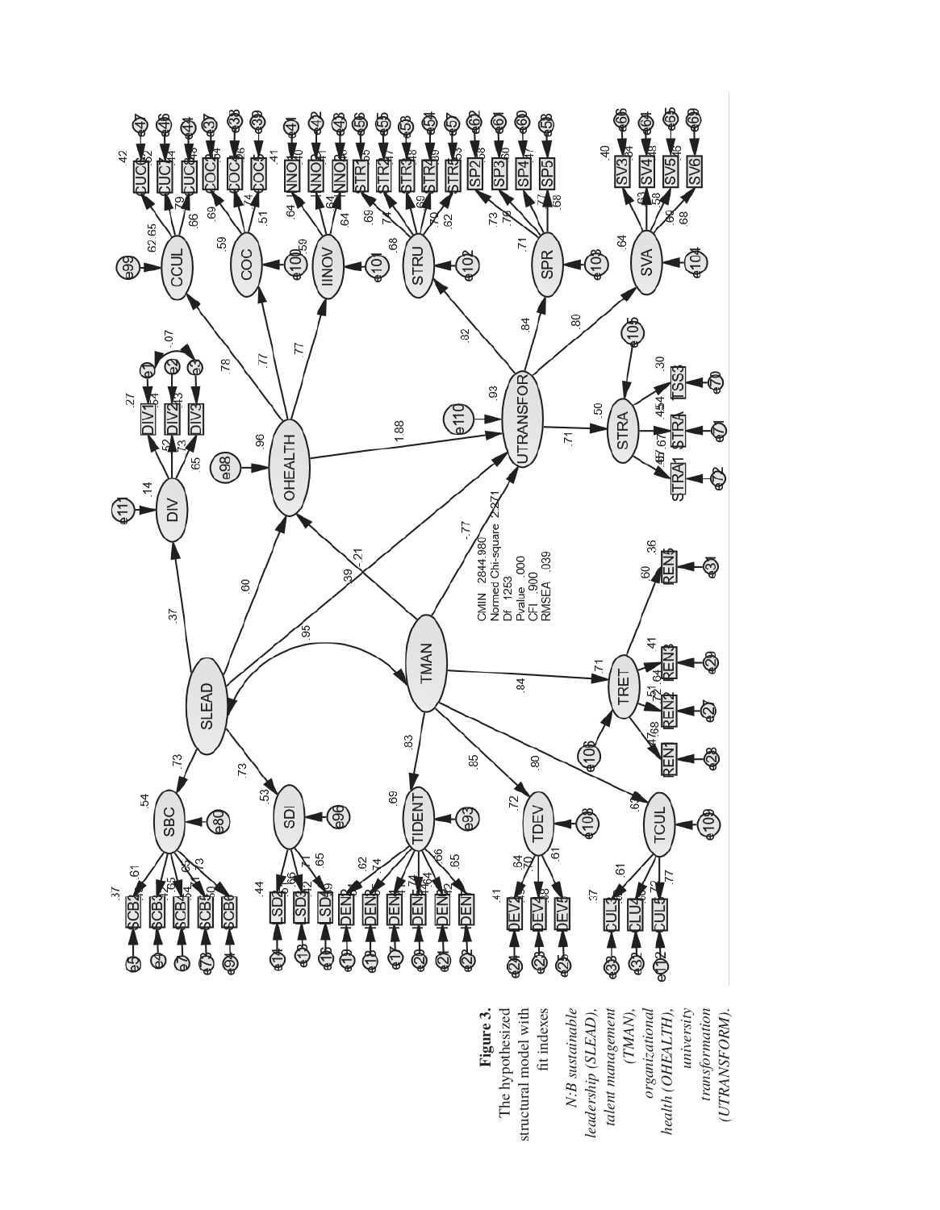**Figure 3.** The hypothesized structural model with fit indexes

*N:B sustainable leadership (SLEAD), talent management (TMAN), organizational health (OHEALTH), university transformation (UTRANSFORM).*

CMIN 2844.980
Normed Chi-square 2.271
DF 1253
Pvalue .000
CFI .900
RMSEA .039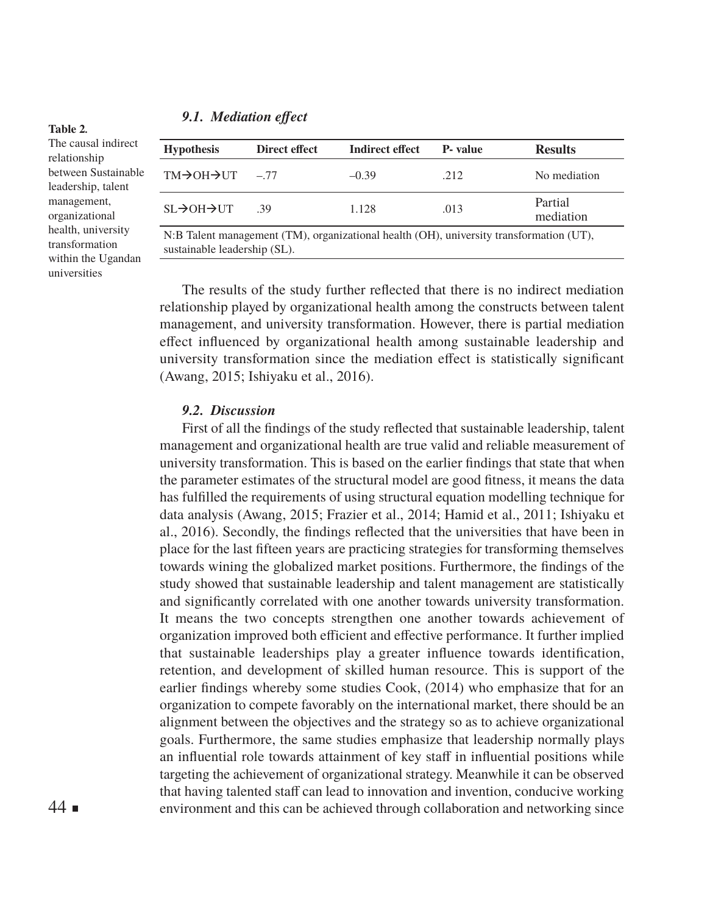### 9.1. Mediation effect

**Table 2.** The causal indirect relationship between Sustainable leadership, talent management, organizational health, university transformation within the Ugandan universities

| Hypothesis | Direct effect | Indirect effect | P- value | Results |
|---|---|---|---|---|
| TM→OH→UT | –.77 | –0.39 | .212 | No mediation |
| SL→OH→UT | .39 | 1.128 | .013 | Partial mediation |

N:B Talent management (TM), organizational health (OH), university transformation (UT), sustainable leadership (SL).

The results of the study further reflected that there is no indirect mediation relationship played by organizational health among the constructs between talent management, and university transformation. However, there is partial mediation effect influenced by organizational health among sustainable leadership and university transformation since the mediation effect is statistically significant (Awang, 2015; Ishiyaku et al., 2016).

### 9.2. Discussion

First of all the findings of the study reflected that sustainable leadership, talent management and organizational health are true valid and reliable measurement of university transformation. This is based on the earlier findings that state that when the parameter estimates of the structural model are good fitness, it means the data has fulfilled the requirements of using structural equation modelling technique for data analysis (Awang, 2015; Frazier et al., 2014; Hamid et al., 2011; Ishiyaku et al., 2016). Secondly, the findings reflected that the universities that have been in place for the last fifteen years are practicing strategies for transforming themselves towards wining the globalized market positions. Furthermore, the findings of the study showed that sustainable leadership and talent management are statistically and significantly correlated with one another towards university transformation. It means the two concepts strengthen one another towards achievement of organization improved both efficient and effective performance. It further implied that sustainable leaderships play a greater influence towards identification, retention, and development of skilled human resource. This is support of the earlier findings whereby some studies Cook, (2014) who emphasize that for an organization to compete favorably on the international market, there should be an alignment between the objectives and the strategy so as to achieve organizational goals. Furthermore, the same studies emphasize that leadership normally plays an influential role towards attainment of key staff in influential positions while targeting the achievement of organizational strategy. Meanwhile it can be observed that having talented staff can lead to innovation and invention, conducive working environment and this can be achieved through collaboration and networking since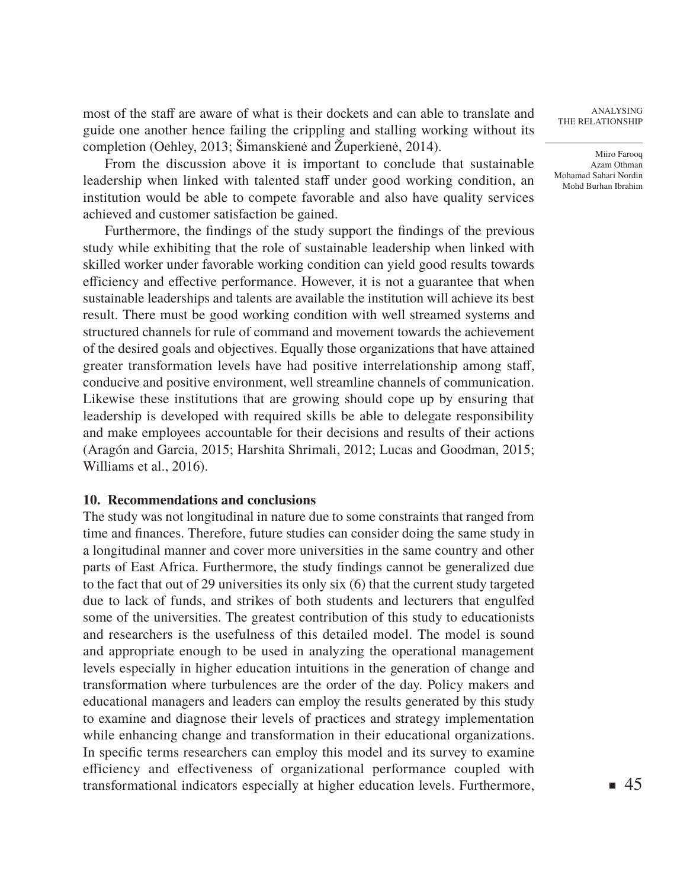most of the staff are aware of what is their dockets and can able to translate and guide one another hence failing the crippling and stalling working without its completion (Oehley, 2013; Šimanskienė and Župerkienė, 2014).

From the discussion above it is important to conclude that sustainable leadership when linked with talented staff under good working condition, an institution would be able to compete favorable and also have quality services achieved and customer satisfaction be gained.

Furthermore, the findings of the study support the findings of the previous study while exhibiting that the role of sustainable leadership when linked with skilled worker under favorable working condition can yield good results towards efficiency and effective performance. However, it is not a guarantee that when sustainable leaderships and talents are available the institution will achieve its best result. There must be good working condition with well streamed systems and structured channels for rule of command and movement towards the achievement of the desired goals and objectives. Equally those organizations that have attained greater transformation levels have had positive interrelationship among staff, conducive and positive environment, well streamline channels of communication. Likewise these institutions that are growing should cope up by ensuring that leadership is developed with required skills be able to delegate responsibility and make employees accountable for their decisions and results of their actions (Aragón and Garcia, 2015; Harshita Shrimali, 2012; Lucas and Goodman, 2015; Williams et al., 2016).

## 10. Recommendations and conclusions

The study was not longitudinal in nature due to some constraints that ranged from time and finances. Therefore, future studies can consider doing the same study in a longitudinal manner and cover more universities in the same country and other parts of East Africa. Furthermore, the study findings cannot be generalized due to the fact that out of 29 universities its only six (6) that the current study targeted due to lack of funds, and strikes of both students and lecturers that engulfed some of the universities. The greatest contribution of this study to educationists and researchers is the usefulness of this detailed model. The model is sound and appropriate enough to be used in analyzing the operational management levels especially in higher education intuitions in the generation of change and transformation where turbulences are the order of the day. Policy makers and educational managers and leaders can employ the results generated by this study to examine and diagnose their levels of practices and strategy implementation while enhancing change and transformation in their educational organizations. In specific terms researchers can employ this model and its survey to examine efficiency and effectiveness of organizational performance coupled with transformational indicators especially at higher education levels. Furthermore,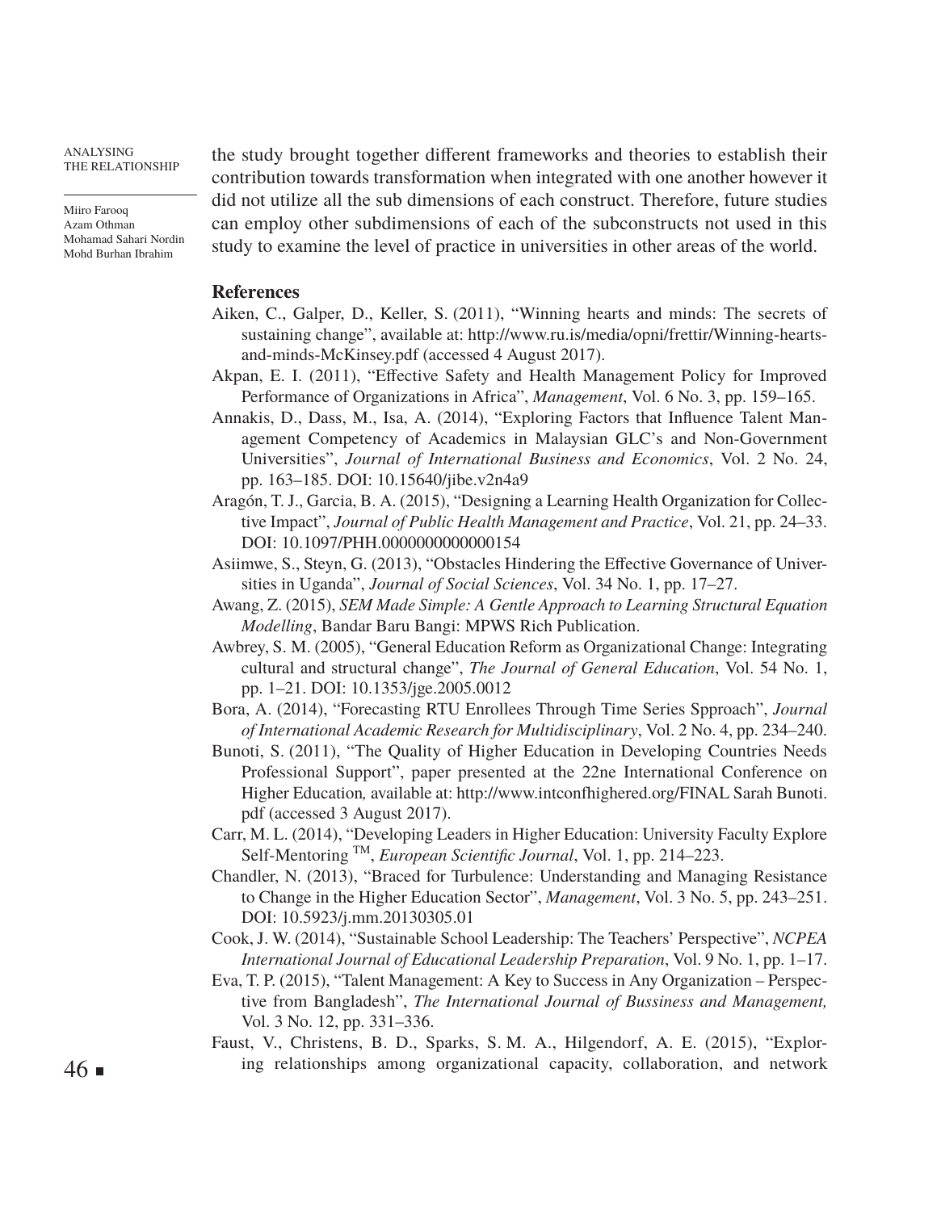the study brought together different frameworks and theories to establish their contribution towards transformation when integrated with one another however it did not utilize all the sub dimensions of each construct. Therefore, future studies can employ other subdimensions of each of the subconstructs not used in this study to examine the level of practice in universities in other areas of the world.

## References

Aiken, C., Galper, D., Keller, S. (2011), "Winning hearts and minds: The secrets of sustaining change", available at: http://www.ru.is/media/opni/frettir/Winning-hearts-and-minds-McKinsey.pdf (accessed 4 August 2017).

Akpan, E. I. (2011), "Effective Safety and Health Management Policy for Improved Performance of Organizations in Africa", *Management*, Vol. 6 No. 3, pp. 159–165.

Annakis, D., Dass, M., Isa, A. (2014), "Exploring Factors that Influence Talent Management Competency of Academics in Malaysian GLC's and Non-Government Universities", *Journal of International Business and Economics*, Vol. 2 No. 24, pp. 163–185. DOI: 10.15640/jibe.v2n4a9

Aragón, T. J., Garcia, B. A. (2015), "Designing a Learning Health Organization for Collective Impact", *Journal of Public Health Management and Practice*, Vol. 21, pp. 24–33. DOI: 10.1097/PHH.0000000000000154

Asiimwe, S., Steyn, G. (2013), "Obstacles Hindering the Effective Governance of Universities in Uganda", *Journal of Social Sciences*, Vol. 34 No. 1, pp. 17–27.

Awang, Z. (2015), *SEM Made Simple: A Gentle Approach to Learning Structural Equation Modelling*, Bandar Baru Bangi: MPWS Rich Publication.

Awbrey, S. M. (2005), "General Education Reform as Organizational Change: Integrating cultural and structural change", *The Journal of General Education*, Vol. 54 No. 1, pp. 1–21. DOI: 10.1353/jge.2005.0012

Bora, A. (2014), "Forecasting RTU Enrollees Through Time Series Spproach", *Journal of International Academic Research for Multidisciplinary*, Vol. 2 No. 4, pp. 234–240.

Bunoti, S. (2011), "The Quality of Higher Education in Developing Countries Needs Professional Support", paper presented at the 22ne International Conference on Higher Education, available at: http://www.intconfhighered.org/FINAL Sarah Bunoti.pdf (accessed 3 August 2017).

Carr, M. L. (2014), "Developing Leaders in Higher Education: University Faculty Explore Self-Mentoring TM, *European Scientific Journal*, Vol. 1, pp. 214–223.

Chandler, N. (2013), "Braced for Turbulence: Understanding and Managing Resistance to Change in the Higher Education Sector", *Management*, Vol. 3 No. 5, pp. 243–251. DOI: 10.5923/j.mm.20130305.01

Cook, J. W. (2014), "Sustainable School Leadership: The Teachers' Perspective", *NCPEA International Journal of Educational Leadership Preparation*, Vol. 9 No. 1, pp. 1–17.

Eva, T. P. (2015), "Talent Management: A Key to Success in Any Organization – Perspective from Bangladesh", *The International Journal of Bussiness and Management,* Vol. 3 No. 12, pp. 331–336.

Faust, V., Christens, B. D., Sparks, S. M. A., Hilgendorf, A. E. (2015), "Exploring relationships among organizational capacity, collaboration, and network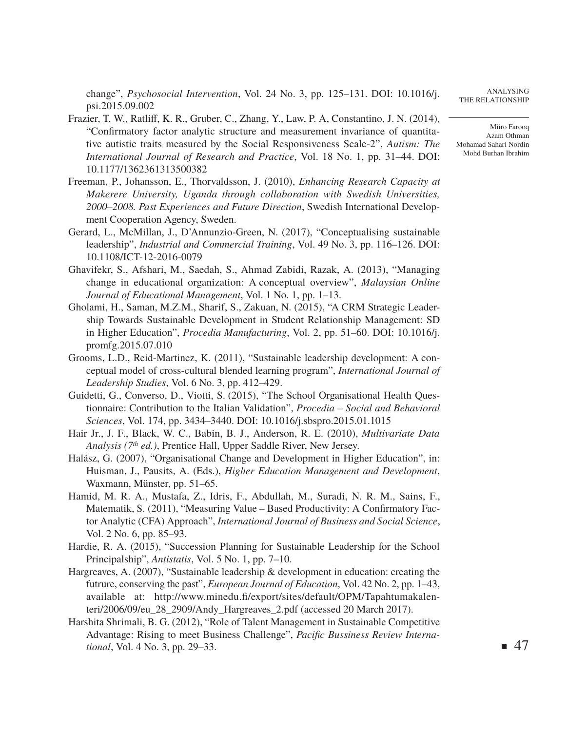change", *Psychosocial Intervention*, Vol. 24 No. 3, pp. 125–131. DOI: 10.1016/j.psi.2015.09.002

Frazier, T. W., Ratliff, K. R., Gruber, C., Zhang, Y., Law, P. A, Constantino, J. N. (2014), "Confirmatory factor analytic structure and measurement invariance of quantitative autistic traits measured by the Social Responsiveness Scale-2", *Autism: The International Journal of Research and Practice*, Vol. 18 No. 1, pp. 31–44. DOI: 10.1177/1362361313500382

Freeman, P., Johansson, E., Thorvaldsson, J. (2010), *Enhancing Research Capacity at Makerere University, Uganda through collaboration with Swedish Universities, 2000–2008. Past Experiences and Future Direction*, Swedish International Development Cooperation Agency, Sweden.

Gerard, L., McMillan, J., D'Annunzio-Green, N. (2017), "Conceptualising sustainable leadership", *Industrial and Commercial Training*, Vol. 49 No. 3, pp. 116–126. DOI: 10.1108/ICT-12-2016-0079

Ghavifekr, S., Afshari, M., Saedah, S., Ahmad Zabidi, Razak, A. (2013), "Managing change in educational organization: A conceptual overview", *Malaysian Online Journal of Educational Management*, Vol. 1 No. 1, pp. 1–13.

Gholami, H., Saman, M.Z.M., Sharif, S., Zakuan, N. (2015), "A CRM Strategic Leadership Towards Sustainable Development in Student Relationship Management: SD in Higher Education", *Procedia Manufacturing*, Vol. 2, pp. 51–60. DOI: 10.1016/j.promfg.2015.07.010

Grooms, L.D., Reid-Martinez, K. (2011), "Sustainable leadership development: A conceptual model of cross-cultural blended learning program", *International Journal of Leadership Studies*, Vol. 6 No. 3, pp. 412–429.

Guidetti, G., Converso, D., Viotti, S. (2015), "The School Organisational Health Questionnaire: Contribution to the Italian Validation", *Procedia – Social and Behavioral Sciences*, Vol. 174, pp. 3434–3440. DOI: 10.1016/j.sbspro.2015.01.1015

Hair Jr., J. F., Black, W. C., Babin, B. J., Anderson, R. E. (2010), *Multivariate Data Analysis (7th ed.)*, Prentice Hall, Upper Saddle River, New Jersey.

Halász, G. (2007), "Organisational Change and Development in Higher Education", in: Huisman, J., Pausits, A. (Eds.), *Higher Education Management and Development*, Waxmann, Münster, pp. 51–65.

Hamid, M. R. A., Mustafa, Z., Idris, F., Abdullah, M., Suradi, N. R. M., Sains, F., Matematik, S. (2011), "Measuring Value – Based Productivity: A Confirmatory Factor Analytic (CFA) Approach", *International Journal of Business and Social Science*, Vol. 2 No. 6, pp. 85–93.

Hardie, R. A. (2015), "Succession Planning for Sustainable Leadership for the School Principalship", *Antistatis*, Vol. 5 No. 1, pp. 7–10.

Hargreaves, A. (2007), "Sustainable leadership & development in education: creating the futrure, conserving the past", *European Journal of Education*, Vol. 42 No. 2, pp. 1–43, available at: http://www.minedu.fi/export/sites/default/OPM/Tapahtumakalenteri/2006/09/eu_28_2909/Andy_Hargreaves_2.pdf (accessed 20 March 2017).

Harshita Shrimali, B. G. (2012), "Role of Talent Management in Sustainable Competitive Advantage: Rising to meet Business Challenge", *Pacific Bussiness Review International*, Vol. 4 No. 3, pp. 29–33.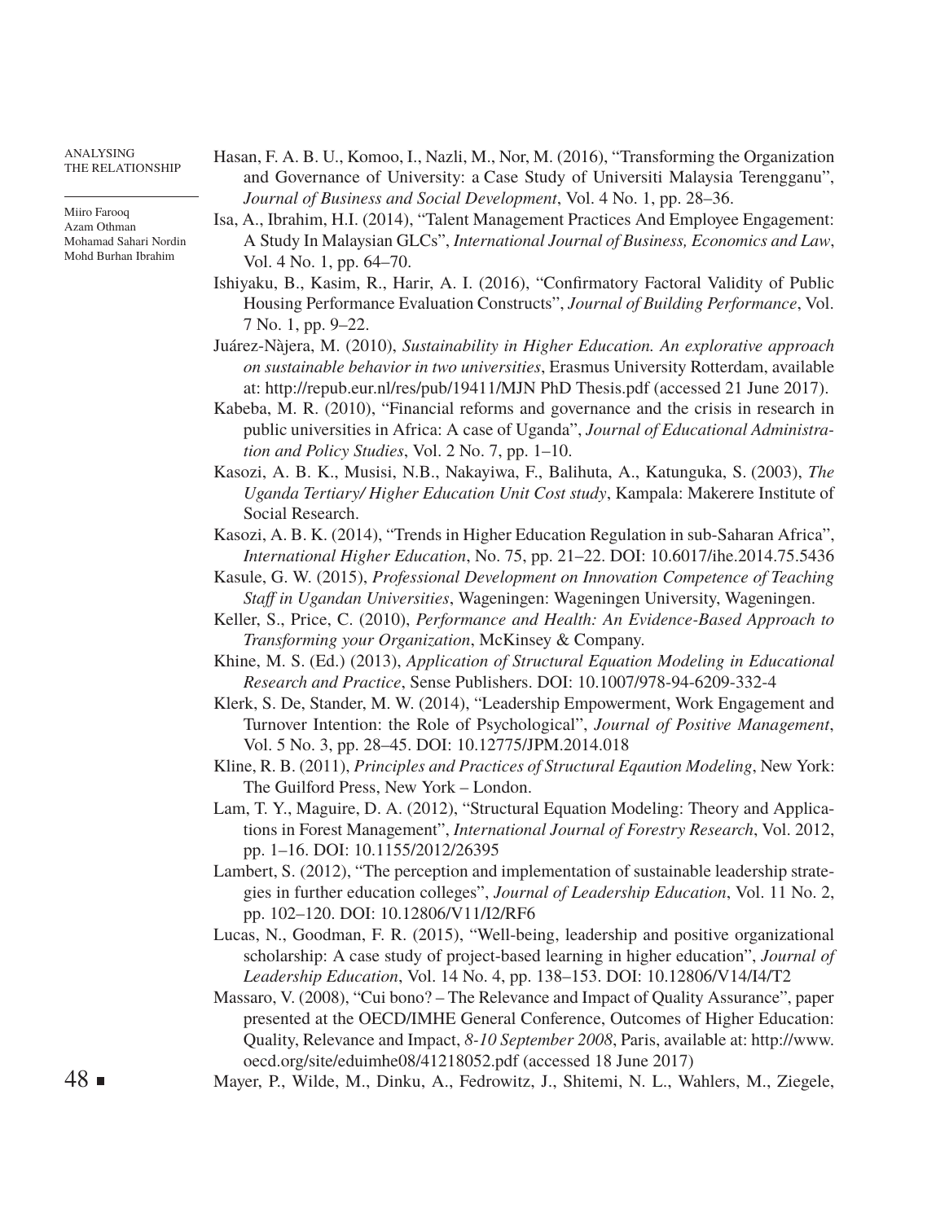Hasan, F. A. B. U., Komoo, I., Nazli, M., Nor, M. (2016), "Transforming the Organization and Governance of University: a Case Study of Universiti Malaysia Terengganu", *Journal of Business and Social Development*, Vol. 4 No. 1, pp. 28–36.

Isa, A., Ibrahim, H.I. (2014), "Talent Management Practices And Employee Engagement: A Study In Malaysian GLCs", *International Journal of Business, Economics and Law*, Vol. 4 No. 1, pp. 64–70.

Ishiyaku, B., Kasim, R., Harir, A. I. (2016), "Confirmatory Factoral Validity of Public Housing Performance Evaluation Constructs", *Journal of Building Performance*, Vol. 7 No. 1, pp. 9–22.

Juárez-Nàjera, M. (2010), *Sustainability in Higher Education. An explorative approach on sustainable behavior in two universities*, Erasmus University Rotterdam, available at: http://repub.eur.nl/res/pub/19411/MJN PhD Thesis.pdf (accessed 21 June 2017).

Kabeba, M. R. (2010), "Financial reforms and governance and the crisis in research in public universities in Africa: A case of Uganda", *Journal of Educational Administration and Policy Studies*, Vol. 2 No. 7, pp. 1–10.

Kasozi, A. B. K., Musisi, N.B., Nakayiwa, F., Balihuta, A., Katunguka, S. (2003), *The Uganda Tertiary/ Higher Education Unit Cost study*, Kampala: Makerere Institute of Social Research.

Kasozi, A. B. K. (2014), "Trends in Higher Education Regulation in sub-Saharan Africa", *International Higher Education*, No. 75, pp. 21–22. DOI: 10.6017/ihe.2014.75.5436

Kasule, G. W. (2015), *Professional Development on Innovation Competence of Teaching Staff in Ugandan Universities*, Wageningen: Wageningen University, Wageningen.

Keller, S., Price, C. (2010), *Performance and Health: An Evidence-Based Approach to Transforming your Organization*, McKinsey & Company.

Khine, M. S. (Ed.) (2013), *Application of Structural Equation Modeling in Educational Research and Practice*, Sense Publishers. DOI: 10.1007/978-94-6209-332-4

Klerk, S. De, Stander, M. W. (2014), "Leadership Empowerment, Work Engagement and Turnover Intention: the Role of Psychological", *Journal of Positive Management*, Vol. 5 No. 3, pp. 28–45. DOI: 10.12775/JPM.2014.018

Kline, R. B. (2011), *Principles and Practices of Structural Eqaution Modeling*, New York: The Guilford Press, New York – London.

Lam, T. Y., Maguire, D. A. (2012), "Structural Equation Modeling: Theory and Applications in Forest Management", *International Journal of Forestry Research*, Vol. 2012, pp. 1–16. DOI: 10.1155/2012/26395

Lambert, S. (2012), "The perception and implementation of sustainable leadership strategies in further education colleges", *Journal of Leadership Education*, Vol. 11 No. 2, pp. 102–120. DOI: 10.12806/V11/I2/RF6

Lucas, N., Goodman, F. R. (2015), "Well-being, leadership and positive organizational scholarship: A case study of project-based learning in higher education", *Journal of Leadership Education*, Vol. 14 No. 4, pp. 138–153. DOI: 10.12806/V14/I4/T2

Massaro, V. (2008), "Cui bono? – The Relevance and Impact of Quality Assurance", paper presented at the OECD/IMHE General Conference, Outcomes of Higher Education: Quality, Relevance and Impact, *8-10 September 2008*, Paris, available at: http://www.oecd.org/site/eduimhe08/41218052.pdf (accessed 18 June 2017)

Mayer, P., Wilde, M., Dinku, A., Fedrowitz, J., Shitemi, N. L., Wahlers, M., Ziegele,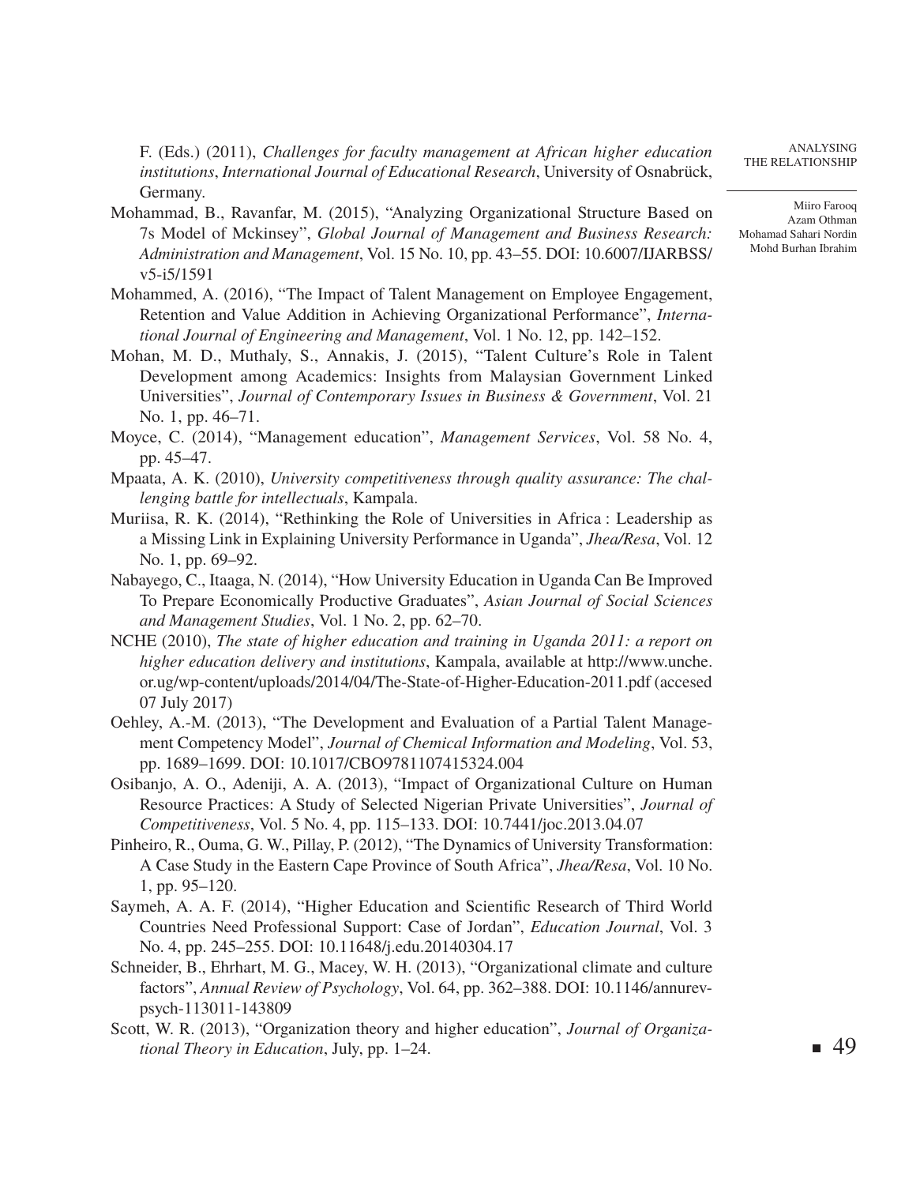F. (Eds.) (2011), *Challenges for faculty management at African higher education institutions*, *International Journal of Educational Research*, University of Osnabrück, Germany.

Mohammad, B., Ravanfar, M. (2015), "Analyzing Organizational Structure Based on 7s Model of Mckinsey", *Global Journal of Management and Business Research: Administration and Management*, Vol. 15 No. 10, pp. 43–55. DOI: 10.6007/IJARBSS/v5-i5/1591

Mohammed, A. (2016), "The Impact of Talent Management on Employee Engagement, Retention and Value Addition in Achieving Organizational Performance", *International Journal of Engineering and Management*, Vol. 1 No. 12, pp. 142–152.

Mohan, M. D., Muthaly, S., Annakis, J. (2015), "Talent Culture's Role in Talent Development among Academics: Insights from Malaysian Government Linked Universities", *Journal of Contemporary Issues in Business & Government*, Vol. 21 No. 1, pp. 46–71.

Moyce, C. (2014), "Management education", *Management Services*, Vol. 58 No. 4, pp. 45–47.

Mpaata, A. K. (2010), *University competitiveness through quality assurance: The challenging battle for intellectuals*, Kampala.

Muriisa, R. K. (2014), "Rethinking the Role of Universities in Africa : Leadership as a Missing Link in Explaining University Performance in Uganda", *Jhea/Resa*, Vol. 12 No. 1, pp. 69–92.

Nabayego, C., Itaaga, N. (2014), "How University Education in Uganda Can Be Improved To Prepare Economically Productive Graduates", *Asian Journal of Social Sciences and Management Studies*, Vol. 1 No. 2, pp. 62–70.

NCHE (2010), *The state of higher education and training in Uganda 2011: a report on higher education delivery and institutions*, Kampala, available at http://www.unche.or.ug/wp-content/uploads/2014/04/The-State-of-Higher-Education-2011.pdf (accesed 07 July 2017)

Oehley, A.-M. (2013), "The Development and Evaluation of a Partial Talent Management Competency Model", *Journal of Chemical Information and Modeling*, Vol. 53, pp. 1689–1699. DOI: 10.1017/CBO9781107415324.004

Osibanjo, A. O., Adeniji, A. A. (2013), "Impact of Organizational Culture on Human Resource Practices: A Study of Selected Nigerian Private Universities", *Journal of Competitiveness*, Vol. 5 No. 4, pp. 115–133. DOI: 10.7441/joc.2013.04.07

Pinheiro, R., Ouma, G. W., Pillay, P. (2012), "The Dynamics of University Transformation: A Case Study in the Eastern Cape Province of South Africa", *Jhea/Resa*, Vol. 10 No. 1, pp. 95–120.

Saymeh, A. A. F. (2014), "Higher Education and Scientific Research of Third World Countries Need Professional Support: Case of Jordan", *Education Journal*, Vol. 3 No. 4, pp. 245–255. DOI: 10.11648/j.edu.20140304.17

Schneider, B., Ehrhart, M. G., Macey, W. H. (2013), "Organizational climate and culture factors", *Annual Review of Psychology*, Vol. 64, pp. 362–388. DOI: 10.1146/annurev-psych-113011-143809

Scott, W. R. (2013), "Organization theory and higher education", *Journal of Organizational Theory in Education*, July, pp. 1–24.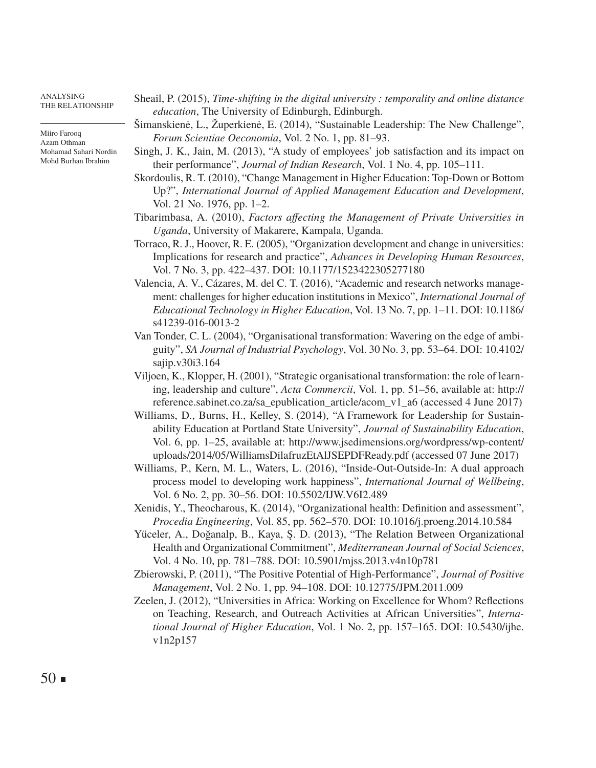Sheail, P. (2015), *Time-shifting in the digital university : temporality and online distance education*, The University of Edinburgh, Edinburgh.

Šimanskienė, L., Župerkienė, E. (2014), "Sustainable Leadership: The New Challenge", *Forum Scientiae Oeconomia*, Vol. 2 No. 1, pp. 81–93.

Singh, J. K., Jain, M. (2013), "A study of employees' job satisfaction and its impact on their performance", *Journal of Indian Research*, Vol. 1 No. 4, pp. 105–111.

Skordoulis, R. T. (2010), "Change Management in Higher Education: Top-Down or Bottom Up?", *International Journal of Applied Management Education and Development*, Vol. 21 No. 1976, pp. 1–2.

Tibarimbasa, A. (2010), *Factors affecting the Management of Private Universities in Uganda*, University of Makarere, Kampala, Uganda.

Torraco, R. J., Hoover, R. E. (2005), "Organization development and change in universities: Implications for research and practice", *Advances in Developing Human Resources*, Vol. 7 No. 3, pp. 422–437. DOI: 10.1177/1523422305277180

Valencia, A. V., Cázares, M. del C. T. (2016), "Academic and research networks management: challenges for higher education institutions in Mexico", *International Journal of Educational Technology in Higher Education*, Vol. 13 No. 7, pp. 1–11. DOI: 10.1186/s41239-016-0013-2

Van Tonder, C. L. (2004), "Organisational transformation: Wavering on the edge of ambiguity", *SA Journal of Industrial Psychology*, Vol. 30 No. 3, pp. 53–64. DOI: 10.4102/sajip.v30i3.164

Viljoen, K., Klopper, H. (2001), "Strategic organisational transformation: the role of learning, leadership and culture", *Acta Commercii*, Vol. 1, pp. 51–56, available at: http://reference.sabinet.co.za/sa_epublication_article/acom_v1_a6 (accessed 4 June 2017)

Williams, D., Burns, H., Kelley, S. (2014), "A Framework for Leadership for Sustainability Education at Portland State University", *Journal of Sustainability Education*, Vol. 6, pp. 1–25, available at: http://www.jsedimensions.org/wordpress/wp-content/uploads/2014/05/WilliamsDilafruzEtAlJSEPDFReady.pdf (accessed 07 June 2017)

Williams, P., Kern, M. L., Waters, L. (2016), "Inside-Out-Outside-In: A dual approach process model to developing work happiness", *International Journal of Wellbeing*, Vol. 6 No. 2, pp. 30–56. DOI: 10.5502/IJW.V6I2.489

Xenidis, Y., Theocharous, K. (2014), "Organizational health: Definition and assessment", *Procedia Engineering*, Vol. 85, pp. 562–570. DOI: 10.1016/j.proeng.2014.10.584

Yüceler, A., Doğanalp, B., Kaya, Ş. D. (2013), "The Relation Between Organizational Health and Organizational Commitment", *Mediterranean Journal of Social Sciences*, Vol. 4 No. 10, pp. 781–788. DOI: 10.5901/mjss.2013.v4n10p781

Zbierowski, P. (2011), "The Positive Potential of High-Performance", *Journal of Positive Management*, Vol. 2 No. 1, pp. 94–108. DOI: 10.12775/JPM.2011.009

Zeelen, J. (2012), "Universities in Africa: Working on Excellence for Whom? Reflections on Teaching, Research, and Outreach Activities at African Universities", *International Journal of Higher Education*, Vol. 1 No. 2, pp. 157–165. DOI: 10.5430/ijhe.v1n2p157